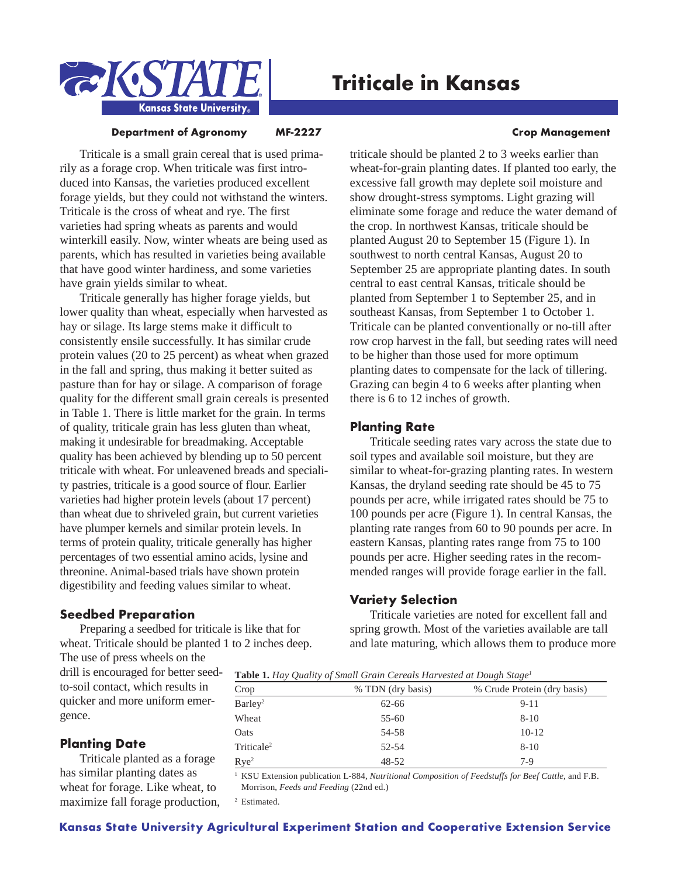# Triticale in Kansas

**Department of Agronomy** **MF-2227** **Crop Management**

Triticale is a small grain cereal that is used primarily as a forage crop. When triticale was first introduced into Kansas, the varieties produced excellent forage yields, but they could not withstand the winters. Triticale is the cross of wheat and rye. The first varieties had spring wheats as parents and would winterkill easily. Now, winter wheats are being used as parents, which has resulted in varieties being available that have good winter hardiness, and some varieties have grain yields similar to wheat.

Triticale generally has higher forage yields, but lower quality than wheat, especially when harvested as hay or silage. Its large stems make it difficult to consistently ensile successfully. It has similar crude protein values (20 to 25 percent) as wheat when grazed in the fall and spring, thus making it better suited as pasture than for hay or silage. A comparison of forage quality for the different small grain cereals is presented in Table 1. There is little market for the grain. In terms of quality, triticale grain has less gluten than wheat, making it undesirable for breadmaking. Acceptable quality has been achieved by blending up to 50 percent triticale with wheat. For unleavened breads and specialty pastries, triticale is a good source of flour. Earlier varieties had higher protein levels (about 17 percent) than wheat due to shriveled grain, but current varieties have plumper kernels and similar protein levels. In terms of protein quality, triticale generally has higher percentages of two essential amino acids, lysine and threonine. Animal-based trials have shown protein digestibility and feeding values similar to wheat.

## Seedbed Preparation

Preparing a seedbed for triticale is like that for wheat. Triticale should be planted 1 to 2 inches deep. The use of press wheels on the drill is encouraged for better seed-to-soil contact, which results in quicker and more uniform emergence.

## Planting Date

Triticale planted as a forage has similar planting dates as wheat for forage. Like wheat, to maximize fall forage production, triticale should be planted 2 to 3 weeks earlier than wheat-for-grain planting dates. If planted too early, the excessive fall growth may deplete soil moisture and show drought-stress symptoms. Light grazing will eliminate some forage and reduce the water demand of the crop. In northwest Kansas, triticale should be planted August 20 to September 15 (Figure 1). In southwest to north central Kansas, August 20 to September 25 are appropriate planting dates. In south central to east central Kansas, triticale should be planted from September 1 to September 25, and in southeast Kansas, from September 1 to October 1. Triticale can be planted conventionally or no-till after row crop harvest in the fall, but seeding rates will need to be higher than those used for more optimum planting dates to compensate for the lack of tillering. Grazing can begin 4 to 6 weeks after planting when there is 6 to 12 inches of growth.

## Planting Rate

Triticale seeding rates vary across the state due to soil types and available soil moisture, but they are similar to wheat-for-grazing planting rates. In western Kansas, the dryland seeding rate should be 45 to 75 pounds per acre, while irrigated rates should be 75 to 100 pounds per acre (Figure 1). In central Kansas, the planting rate ranges from 60 to 90 pounds per acre. In eastern Kansas, planting rates range from 75 to 100 pounds per acre. Higher seeding rates in the recommended ranges will provide forage earlier in the fall.

## Variety Selection

Triticale varieties are noted for excellent fall and spring growth. Most of the varieties available are tall and late maturing, which allows them to produce more

**Table 1.** *Hay Quality of Small Grain Cereals Harvested at Dough Stage*[1]

| Crop | % TDN (dry basis) | % Crude Protein (dry basis) |
|---|---|---|
| Barley[2] | 62-66 | 9-11 |
| Wheat | 55-60 | 8-10 |
| Oats | 54-58 | 10-12 |
| Triticale[2] | 52-54 | 8-10 |
| Rye[2] | 48-52 | 7-9 |

[1] KSU Extension publication L-884, *Nutritional Composition of Feedstuffs for Beef Cattle*, and F.B. Morrison, *Feeds and Feeding* (22nd ed.)

[2] Estimated.

**Kansas State University Agricultural Experiment Station and Cooperative Extension Service**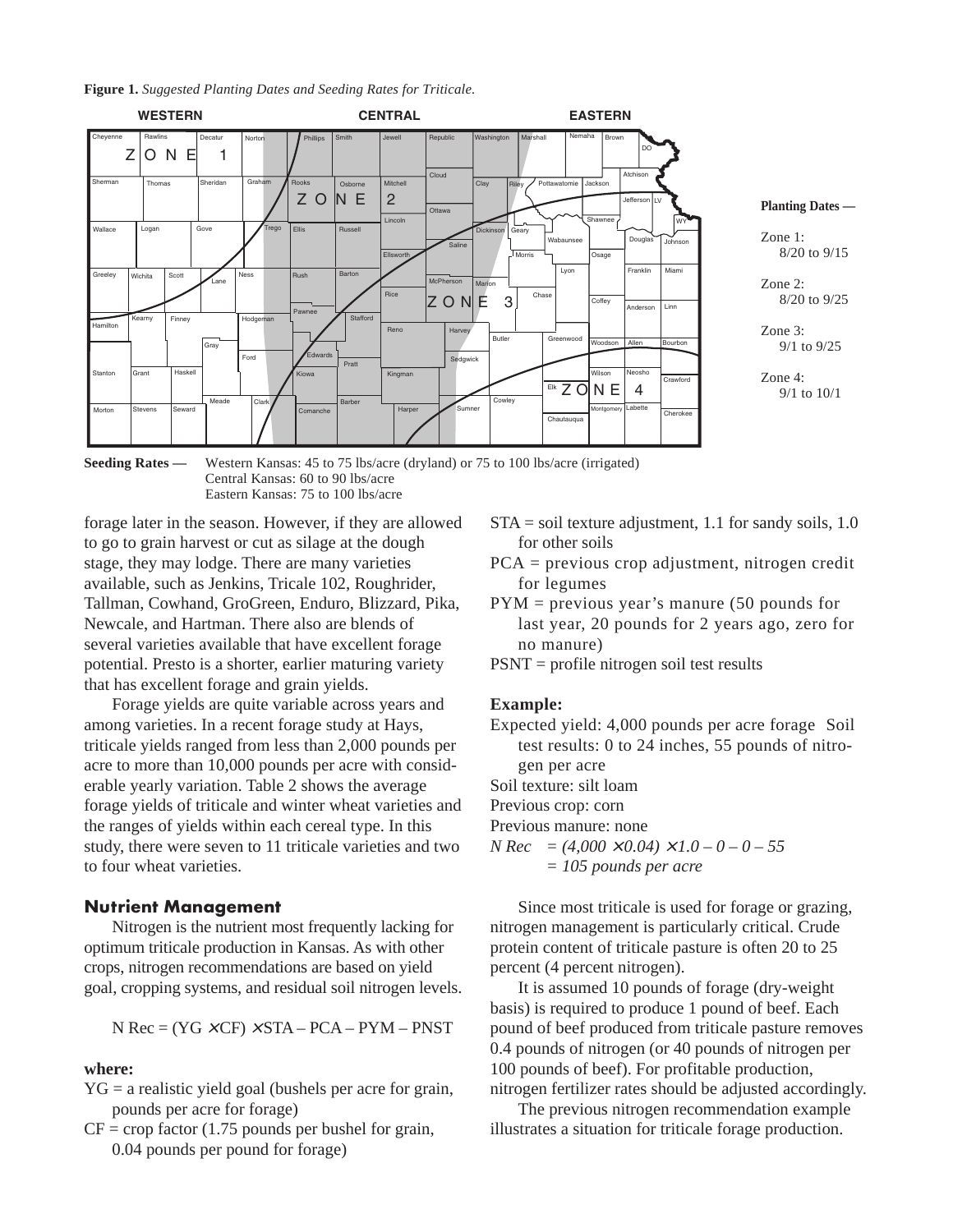**Figure 1.** *Suggested Planting Dates and Seeding Rates for Triticale.*

**Planting Dates —**

Zone 1: 8/20 to 9/15

Zone 2: 8/20 to 9/25

Zone 3: 9/1 to 9/25

Zone 4: 9/1 to 10/1

**Seeding Rates —** Western Kansas: 45 to 75 lbs/acre (dryland) or 75 to 100 lbs/acre (irrigated)
Central Kansas: 60 to 90 lbs/acre
Eastern Kansas: 75 to 100 lbs/acre

forage later in the season. However, if they are allowed to go to grain harvest or cut as silage at the dough stage, they may lodge. There are many varieties available, such as Jenkins, Tricale 102, Roughrider, Tallman, Cowhand, GroGreen, Enduro, Blizzard, Pika, Newcale, and Hartman. There also are blends of several varieties available that have excellent forage potential. Presto is a shorter, earlier maturing variety that has excellent forage and grain yields.

Forage yields are quite variable across years and among varieties. In a recent forage study at Hays, triticale yields ranged from less than 2,000 pounds per acre to more than 10,000 pounds per acre with considerable yearly variation. Table 2 shows the average forage yields of triticale and winter wheat varieties and the ranges of yields within each cereal type. In this study, there were seven to 11 triticale varieties and two to four wheat varieties.

## Nutrient Management

Nitrogen is the nutrient most frequently lacking for optimum triticale production in Kansas. As with other crops, nitrogen recommendations are based on yield goal, cropping systems, and residual soil nitrogen levels.

$$\text{N Rec} = (\text{YG} \times \text{CF}) \times \text{STA} - \text{PCA} - \text{PYM} - \text{PNST}$$

**where:**

YG = a realistic yield goal (bushels per acre for grain, pounds per acre for forage)

CF = crop factor (1.75 pounds per bushel for grain, 0.04 pounds per pound for forage)

STA = soil texture adjustment, 1.1 for sandy soils, 1.0 for other soils

PCA = previous crop adjustment, nitrogen credit for legumes

PYM = previous year's manure (50 pounds for last year, 20 pounds for 2 years ago, zero for no manure)

PSNT = profile nitrogen soil test results

**Example:**

Expected yield: 4,000 pounds per acre forage Soil test results: 0 to 24 inches, 55 pounds of nitrogen per acre

Soil texture: silt loam

Previous crop: corn

Previous manure: none

$$\textit{N Rec} = (4{,}000 \times 0.04) \times 1.0 - 0 - 0 - 55$$
$$= 105 \text{ pounds per acre}$$

Since most triticale is used for forage or grazing, nitrogen management is particularly critical. Crude protein content of triticale pasture is often 20 to 25 percent (4 percent nitrogen).

It is assumed 10 pounds of forage (dry-weight basis) is required to produce 1 pound of beef. Each pound of beef produced from triticale pasture removes 0.4 pounds of nitrogen (or 40 pounds of nitrogen per 100 pounds of beef). For profitable production, nitrogen fertilizer rates should be adjusted accordingly.

The previous nitrogen recommendation example illustrates a situation for triticale forage production.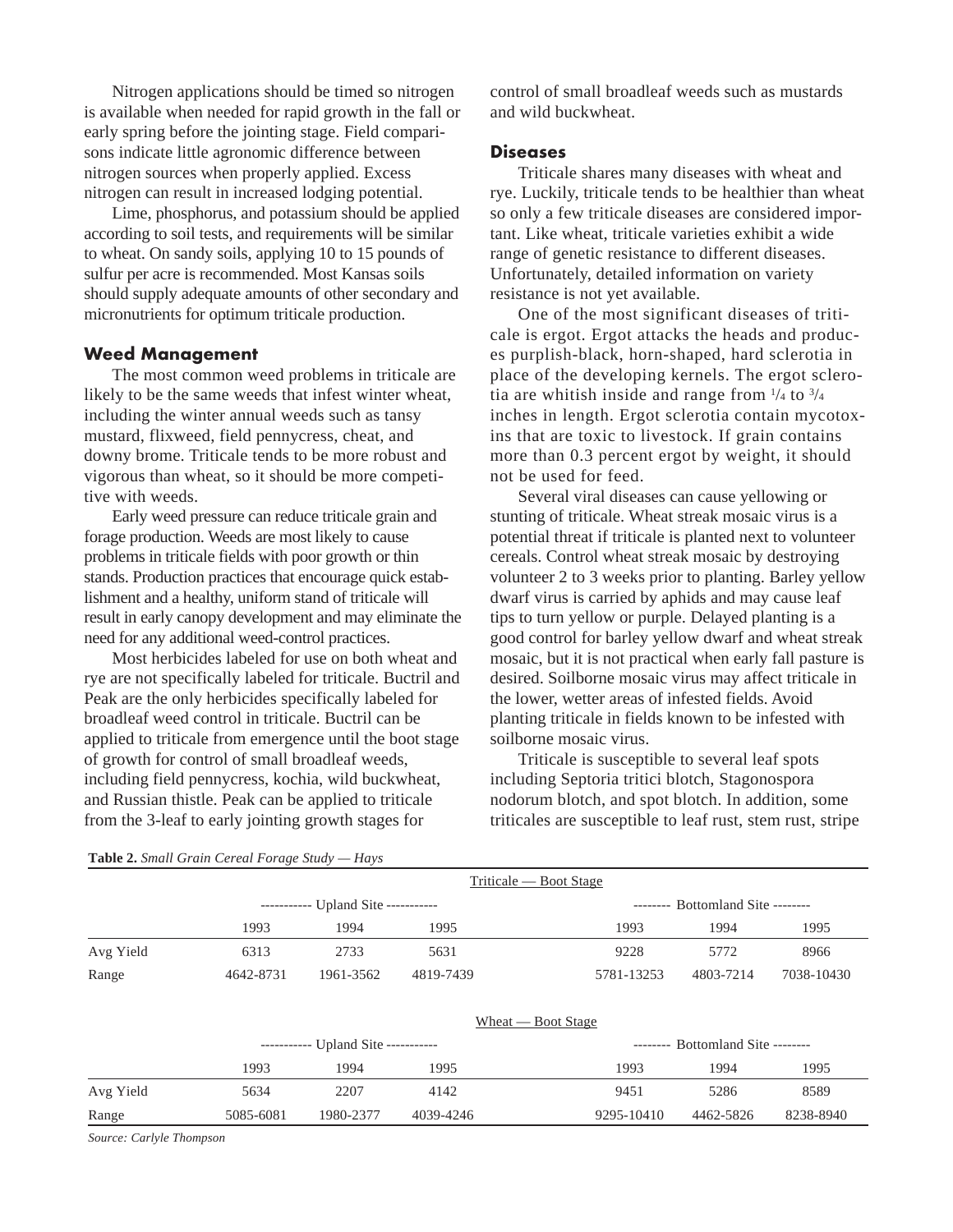Nitrogen applications should be timed so nitrogen is available when needed for rapid growth in the fall or early spring before the jointing stage. Field comparisons indicate little agronomic difference between nitrogen sources when properly applied. Excess nitrogen can result in increased lodging potential.

Lime, phosphorus, and potassium should be applied according to soil tests, and requirements will be similar to wheat. On sandy soils, applying 10 to 15 pounds of sulfur per acre is recommended. Most Kansas soils should supply adequate amounts of other secondary and micronutrients for optimum triticale production.

## Weed Management

The most common weed problems in triticale are likely to be the same weeds that infest winter wheat, including the winter annual weeds such as tansy mustard, flixweed, field pennycress, cheat, and downy brome. Triticale tends to be more robust and vigorous than wheat, so it should be more competitive with weeds.

Early weed pressure can reduce triticale grain and forage production. Weeds are most likely to cause problems in triticale fields with poor growth or thin stands. Production practices that encourage quick establishment and a healthy, uniform stand of triticale will result in early canopy development and may eliminate the need for any additional weed-control practices.

Most herbicides labeled for use on both wheat and rye are not specifically labeled for triticale. Buctril and Peak are the only herbicides specifically labeled for broadleaf weed control in triticale. Buctril can be applied to triticale from emergence until the boot stage of growth for control of small broadleaf weeds, including field pennycress, kochia, wild buckwheat, and Russian thistle. Peak can be applied to triticale from the 3-leaf to early jointing growth stages for control of small broadleaf weeds such as mustards and wild buckwheat.

## Diseases

Triticale shares many diseases with wheat and rye. Luckily, triticale tends to be healthier than wheat so only a few triticale diseases are considered important. Like wheat, triticale varieties exhibit a wide range of genetic resistance to different diseases. Unfortunately, detailed information on variety resistance is not yet available.

One of the most significant diseases of triticale is ergot. Ergot attacks the heads and produces purplish-black, horn-shaped, hard sclerotia in place of the developing kernels. The ergot sclerotia are whitish inside and range from 1/4 to 3/4 inches in length. Ergot sclerotia contain mycotoxins that are toxic to livestock. If grain contains more than 0.3 percent ergot by weight, it should not be used for feed.

Several viral diseases can cause yellowing or stunting of triticale. Wheat streak mosaic virus is a potential threat if triticale is planted next to volunteer cereals. Control wheat streak mosaic by destroying volunteer 2 to 3 weeks prior to planting. Barley yellow dwarf virus is carried by aphids and may cause leaf tips to turn yellow or purple. Delayed planting is a good control for barley yellow dwarf and wheat streak mosaic, but it is not practical when early fall pasture is desired. Soilborne mosaic virus may affect triticale in the lower, wetter areas of infested fields. Avoid planting triticale in fields known to be infested with soilborne mosaic virus.

Triticale is susceptible to several leaf spots including Septoria tritici blotch, Stagonospora nodorum blotch, and spot blotch. In addition, some triticales are susceptible to leaf rust, stem rust, stripe

**Table 2.** *Small Grain Cereal Forage Study — Hays*

| | Triticale — Boot Stage | | | | | |
|---|---|---|---|---|---|---|
| | Upland Site | | | Bottomland Site | | |
| | 1993 | 1994 | 1995 | 1993 | 1994 | 1995 |
| Avg Yield | 6313 | 2733 | 5631 | 9228 | 5772 | 8966 |
| Range | 4642-8731 | 1961-3562 | 4819-7439 | 5781-13253 | 4803-7214 | 7038-10430 |

| | Wheat — Boot Stage | | | | | |
|---|---|---|---|---|---|---|
| | Upland Site | | | Bottomland Site | | |
| | 1993 | 1994 | 1995 | 1993 | 1994 | 1995 |
| Avg Yield | 5634 | 2207 | 4142 | 9451 | 5286 | 8589 |
| Range | 5085-6081 | 1980-2377 | 4039-4246 | 9295-10410 | 4462-5826 | 8238-8940 |

*Source: Carlyle Thompson*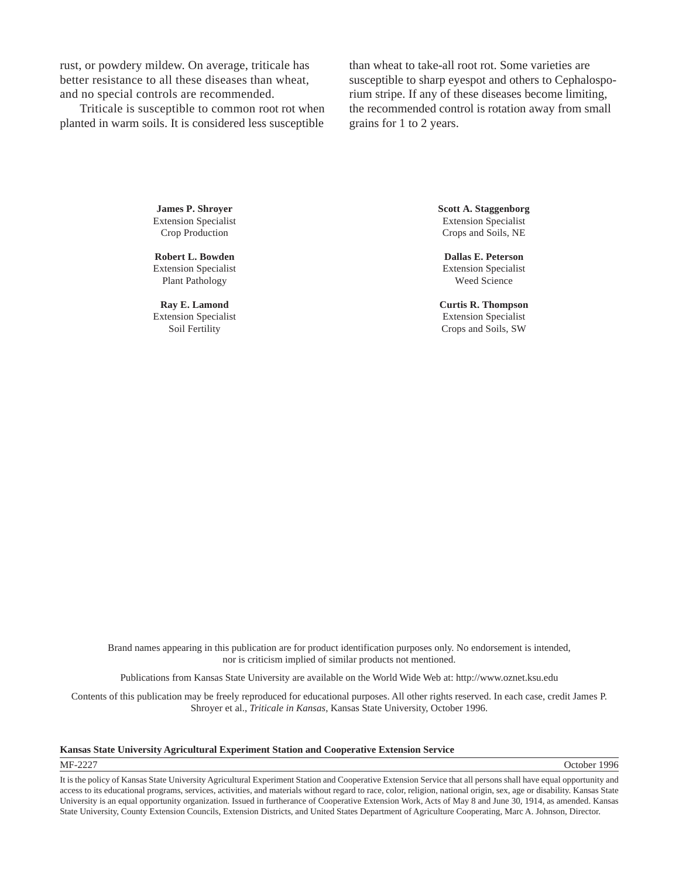rust, or powdery mildew. On average, triticale has better resistance to all these diseases than wheat, and no special controls are recommended.

Triticale is susceptible to common root rot when planted in warm soils. It is considered less susceptible than wheat to take-all root rot. Some varieties are susceptible to sharp eyespot and others to Cephalosporium stripe. If any of these diseases become limiting, the recommended control is rotation away from small grains for 1 to 2 years.

**James P. Shroyer**
Extension Specialist
Crop Production

**Robert L. Bowden**
Extension Specialist
Plant Pathology

**Ray E. Lamond**
Extension Specialist
Soil Fertility

**Scott A. Staggenborg**
Extension Specialist
Crops and Soils, NE

**Dallas E. Peterson**
Extension Specialist
Weed Science

**Curtis R. Thompson**
Extension Specialist
Crops and Soils, SW

Brand names appearing in this publication are for product identification purposes only. No endorsement is intended, nor is criticism implied of similar products not mentioned.

Publications from Kansas State University are available on the World Wide Web at: http://www.oznet.ksu.edu

Contents of this publication may be freely reproduced for educational purposes. All other rights reserved. In each case, credit James P. Shroyer et al., *Triticale in Kansas*, Kansas State University, October 1996.

**Kansas State University Agricultural Experiment Station and Cooperative Extension Service**

MF-2227 October 1996

It is the policy of Kansas State University Agricultural Experiment Station and Cooperative Extension Service that all persons shall have equal opportunity and access to its educational programs, services, activities, and materials without regard to race, color, religion, national origin, sex, age or disability. Kansas State University is an equal opportunity organization. Issued in furtherance of Cooperative Extension Work, Acts of May 8 and June 30, 1914, as amended. Kansas State University, County Extension Councils, Extension Districts, and United States Department of Agriculture Cooperating, Marc A. Johnson, Director.